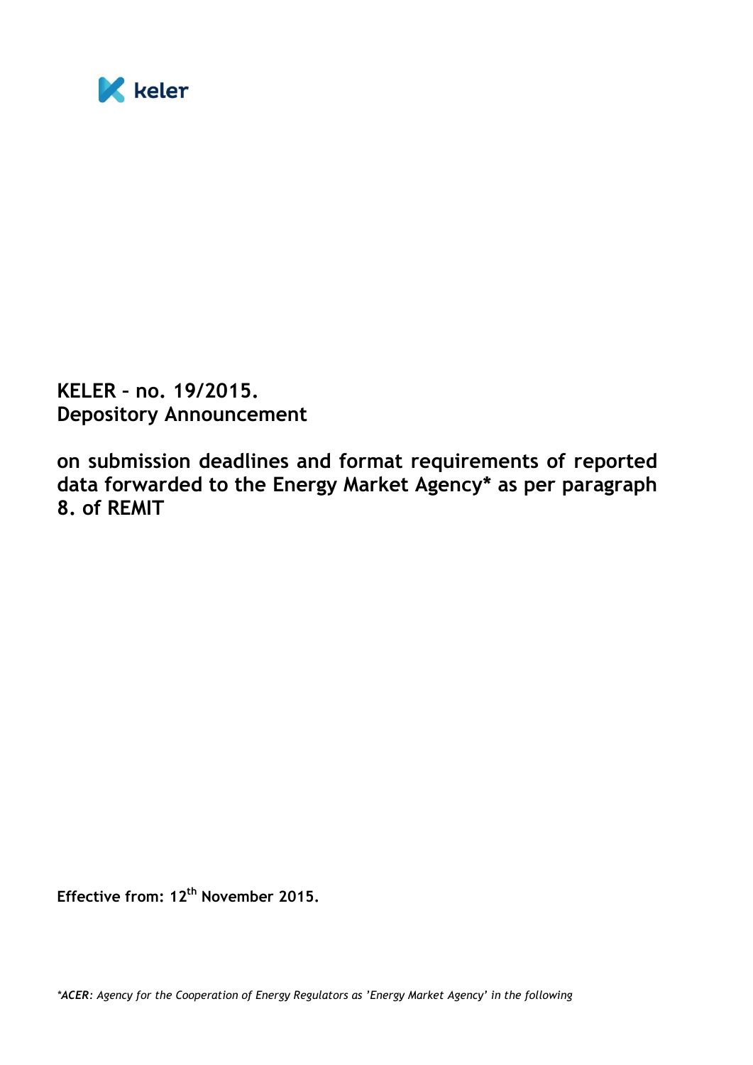keler

**KELER – no. 19/2015.**
**Depository Announcement**

**on submission deadlines and format requirements of reported data forwarded to the Energy Market Agency* as per paragraph 8. of REMIT**

**Effective from: 12th November 2015.**

**ACER*: *Agency for the Cooperation of Energy Regulators as 'Energy Market Agency' in the following*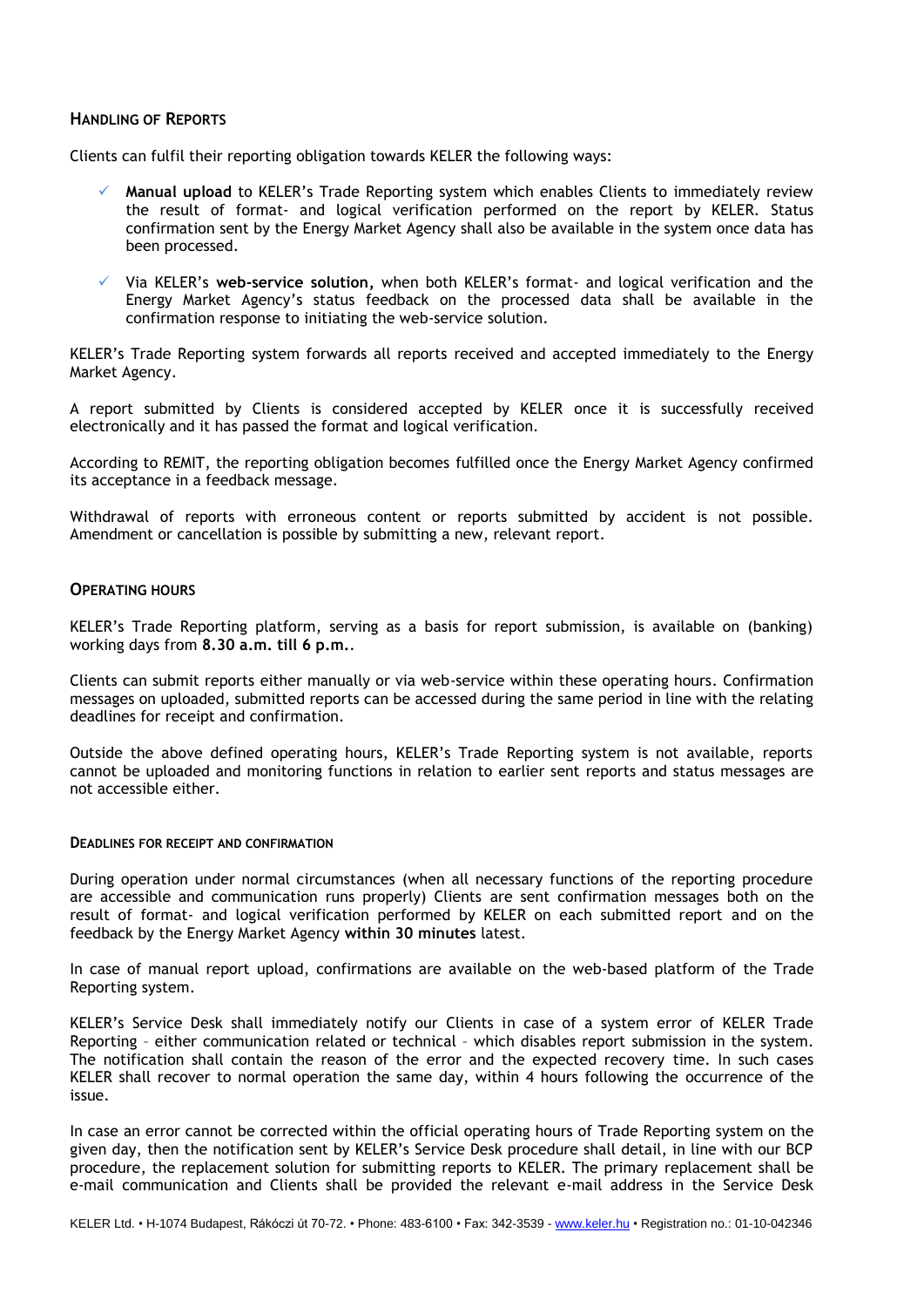## Handling of Reports

Clients can fulfil their reporting obligation towards KELER the following ways:

- **Manual upload** to KELER's Trade Reporting system which enables Clients to immediately review the result of format- and logical verification performed on the report by KELER. Status confirmation sent by the Energy Market Agency shall also be available in the system once data has been processed.
- Via KELER's **web-service solution,** when both KELER's format- and logical verification and the Energy Market Agency's status feedback on the processed data shall be available in the confirmation response to initiating the web-service solution.

KELER's Trade Reporting system forwards all reports received and accepted immediately to the Energy Market Agency.

A report submitted by Clients is considered accepted by KELER once it is successfully received electronically and it has passed the format and logical verification.

According to REMIT, the reporting obligation becomes fulfilled once the Energy Market Agency confirmed its acceptance in a feedback message.

Withdrawal of reports with erroneous content or reports submitted by accident is not possible. Amendment or cancellation is possible by submitting a new, relevant report.

## Operating Hours

KELER's Trade Reporting platform, serving as a basis for report submission, is available on (banking) working days from **8.30 a.m. till 6 p.m.**.

Clients can submit reports either manually or via web-service within these operating hours. Confirmation messages on uploaded, submitted reports can be accessed during the same period in line with the relating deadlines for receipt and confirmation.

Outside the above defined operating hours, KELER's Trade Reporting system is not available, reports cannot be uploaded and monitoring functions in relation to earlier sent reports and status messages are not accessible either.

### Deadlines for Receipt and Confirmation

During operation under normal circumstances (when all necessary functions of the reporting procedure are accessible and communication runs properly) Clients are sent confirmation messages both on the result of format- and logical verification performed by KELER on each submitted report and on the feedback by the Energy Market Agency **within 30 minutes** latest.

In case of manual report upload, confirmations are available on the web-based platform of the Trade Reporting system.

KELER's Service Desk shall immediately notify our Clients in case of a system error of KELER Trade Reporting – either communication related or technical – which disables report submission in the system. The notification shall contain the reason of the error and the expected recovery time. In such cases KELER shall recover to normal operation the same day, within 4 hours following the occurrence of the issue.

In case an error cannot be corrected within the official operating hours of Trade Reporting system on the given day, then the notification sent by KELER's Service Desk procedure shall detail, in line with our BCP procedure, the replacement solution for submitting reports to KELER. The primary replacement shall be e-mail communication and Clients shall be provided the relevant e-mail address in the Service Desk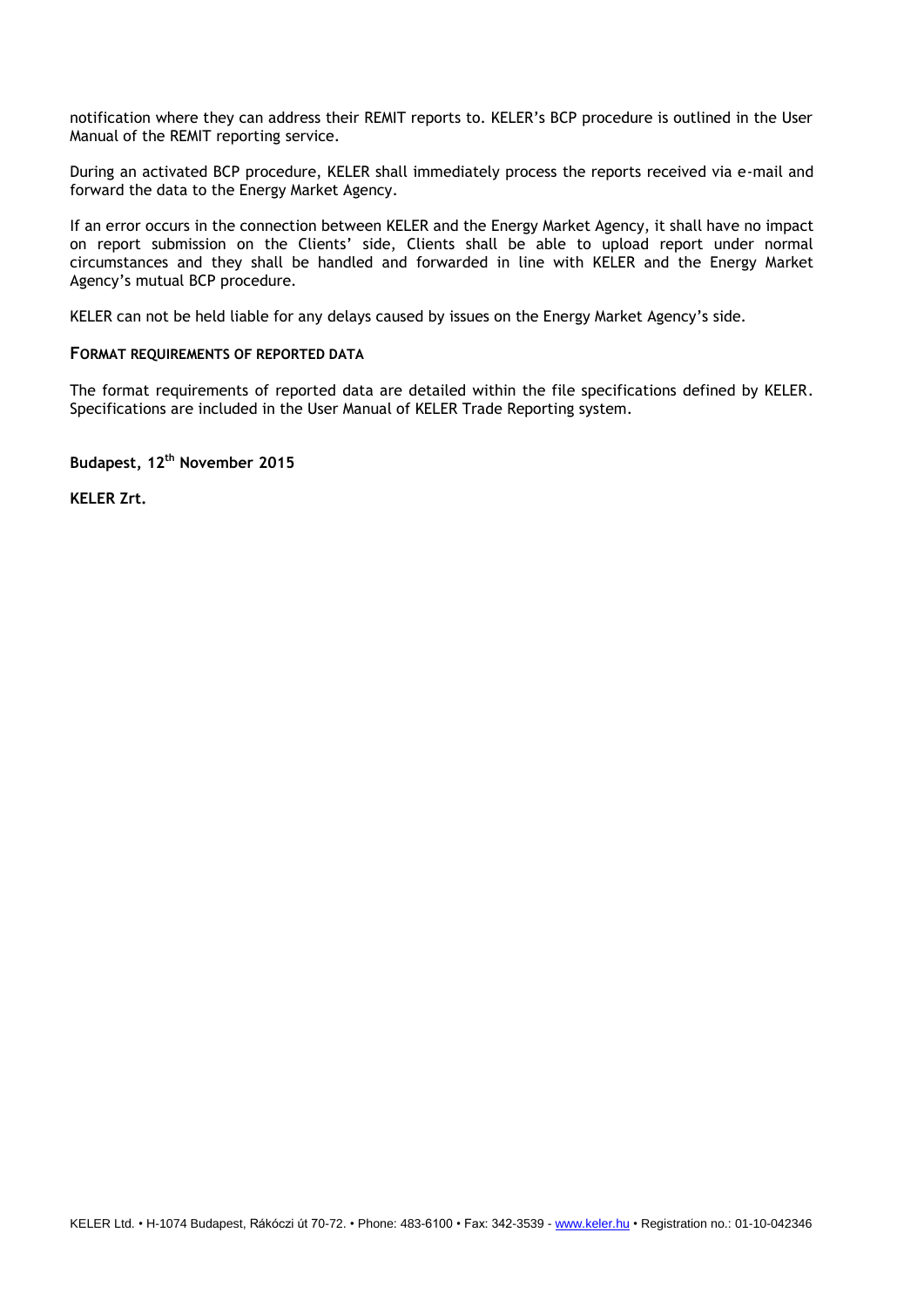notification where they can address their REMIT reports to. KELER's BCP procedure is outlined in the User Manual of the REMIT reporting service.

During an activated BCP procedure, KELER shall immediately process the reports received via e-mail and forward the data to the Energy Market Agency.

If an error occurs in the connection between KELER and the Energy Market Agency, it shall have no impact on report submission on the Clients' side, Clients shall be able to upload report under normal circumstances and they shall be handled and forwarded in line with KELER and the Energy Market Agency's mutual BCP procedure.

KELER can not be held liable for any delays caused by issues on the Energy Market Agency's side.

### FORMAT REQUIREMENTS OF REPORTED DATA

The format requirements of reported data are detailed within the file specifications defined by KELER. Specifications are included in the User Manual of KELER Trade Reporting system.

**Budapest, 12th November 2015**

**KELER Zrt.**